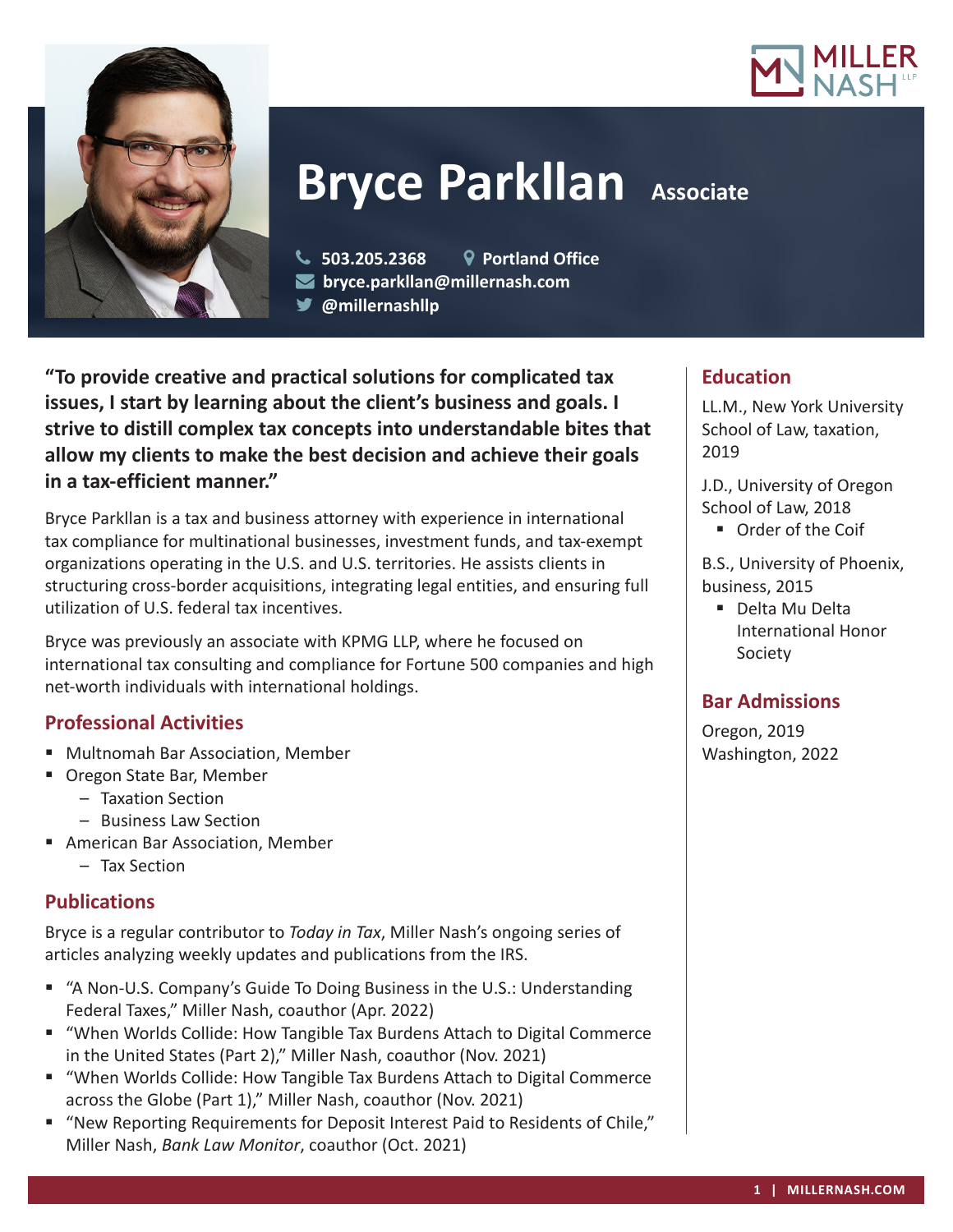# Bryce Parkllan Associate

503.205.2368 Portland Office
bryce.parkllan@millernash.com
@millernashllp

**"To provide creative and practical solutions for complicated tax issues, I start by learning about the client's business and goals. I strive to distill complex tax concepts into understandable bites that allow my clients to make the best decision and achieve their goals in a tax-efficient manner."**

Bryce Parkllan is a tax and business attorney with experience in international tax compliance for multinational businesses, investment funds, and tax-exempt organizations operating in the U.S. and U.S. territories. He assists clients in structuring cross-border acquisitions, integrating legal entities, and ensuring full utilization of U.S. federal tax incentives.

Bryce was previously an associate with KPMG LLP, where he focused on international tax consulting and compliance for Fortune 500 companies and high net-worth individuals with international holdings.

## Professional Activities

- Multnomah Bar Association, Member
- Oregon State Bar, Member
  - Taxation Section
  - Business Law Section
- American Bar Association, Member
  - Tax Section

## Publications

Bryce is a regular contributor to *Today in Tax*, Miller Nash's ongoing series of articles analyzing weekly updates and publications from the IRS.

- "A Non-U.S. Company's Guide To Doing Business in the U.S.: Understanding Federal Taxes," Miller Nash, coauthor (Apr. 2022)
- "When Worlds Collide: How Tangible Tax Burdens Attach to Digital Commerce in the United States (Part 2)," Miller Nash, coauthor (Nov. 2021)
- "When Worlds Collide: How Tangible Tax Burdens Attach to Digital Commerce across the Globe (Part 1)," Miller Nash, coauthor (Nov. 2021)
- "New Reporting Requirements for Deposit Interest Paid to Residents of Chile," Miller Nash, *Bank Law Monitor*, coauthor (Oct. 2021)

## Education

LL.M., New York University School of Law, taxation, 2019

J.D., University of Oregon School of Law, 2018
- Order of the Coif

B.S., University of Phoenix, business, 2015
- Delta Mu Delta International Honor Society

## Bar Admissions

Oregon, 2019
Washington, 2022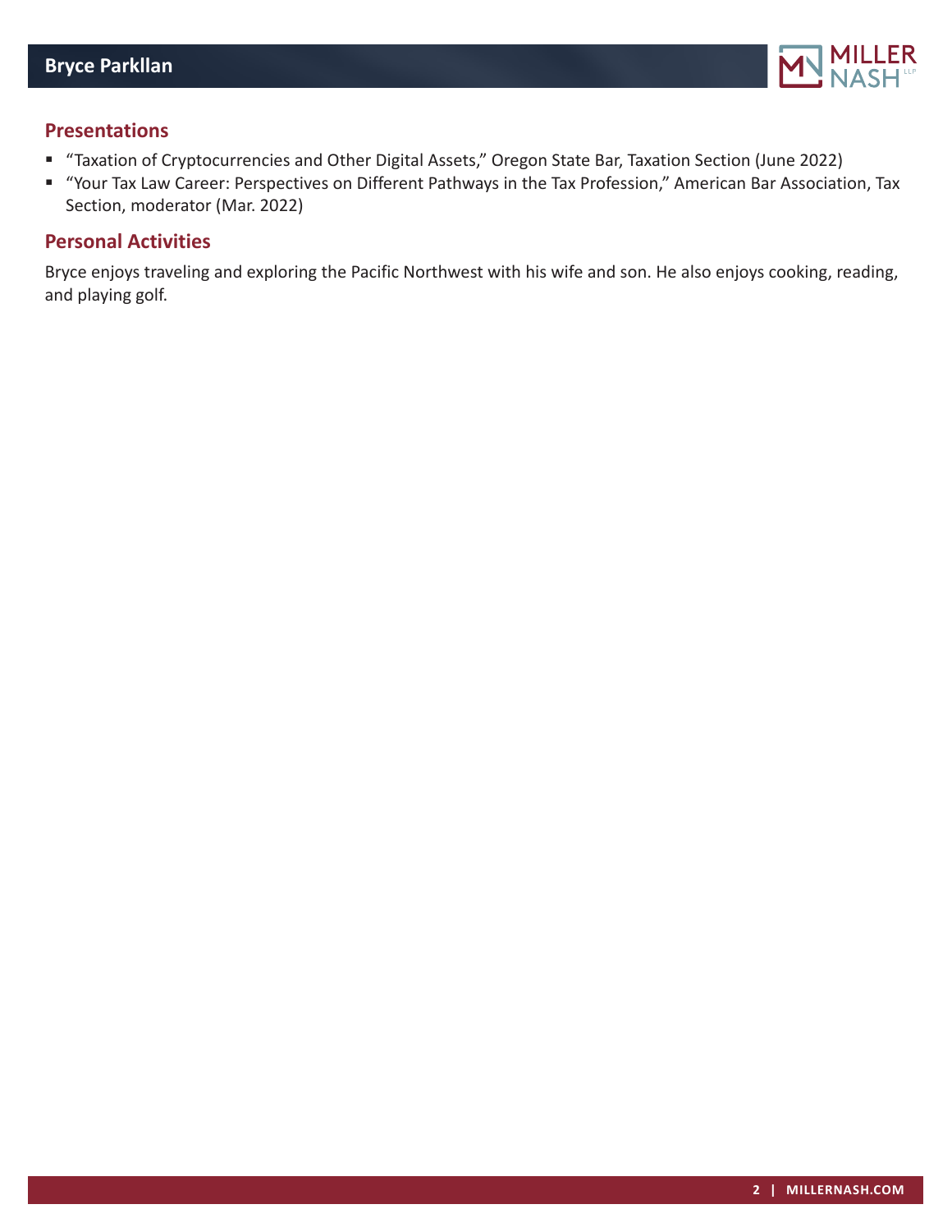## Presentations

- "Taxation of Cryptocurrencies and Other Digital Assets," Oregon State Bar, Taxation Section (June 2022)
- "Your Tax Law Career: Perspectives on Different Pathways in the Tax Profession," American Bar Association, Tax Section, moderator (Mar. 2022)

## Personal Activities

Bryce enjoys traveling and exploring the Pacific Northwest with his wife and son. He also enjoys cooking, reading, and playing golf.